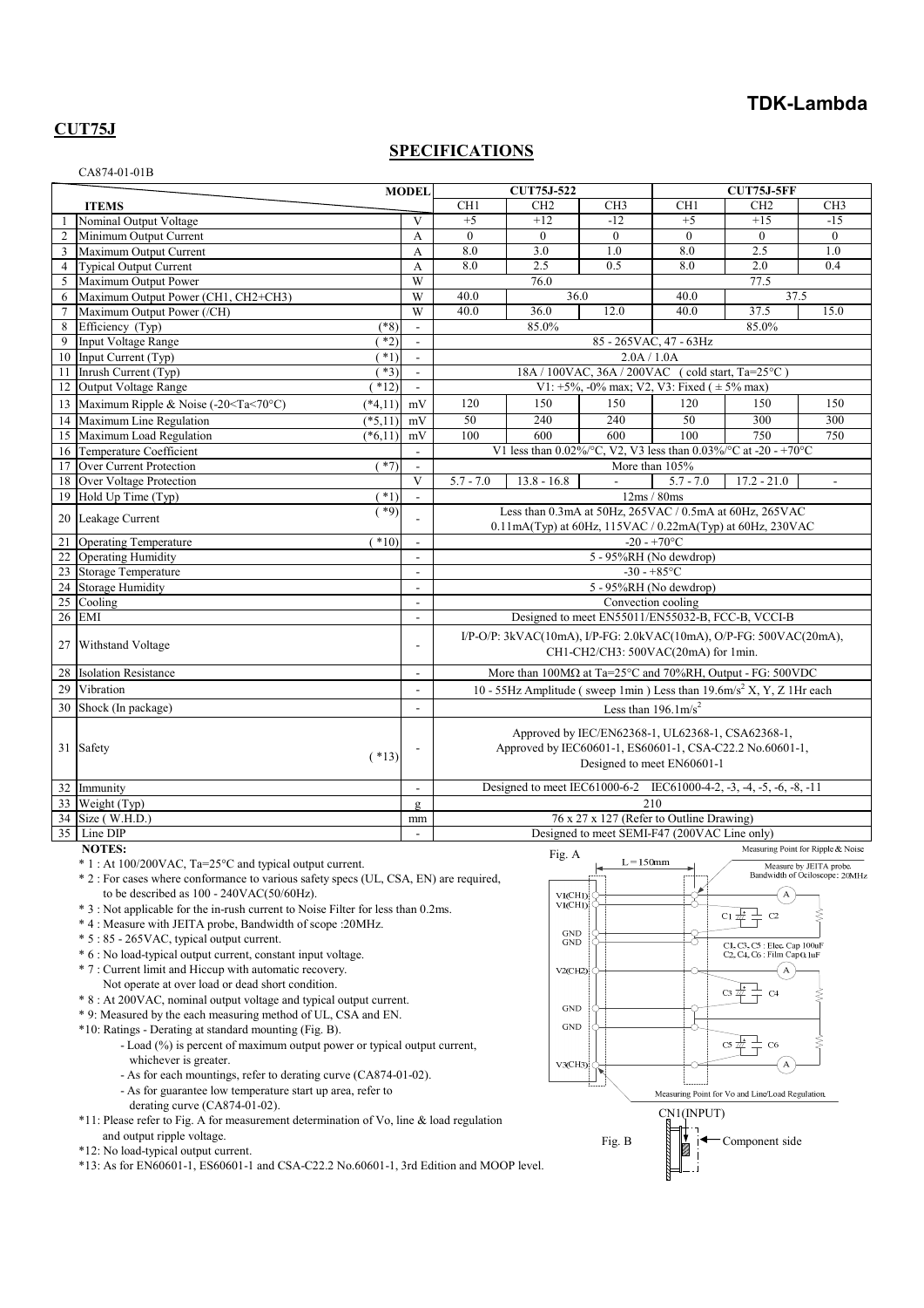**TDK-Lambda**

## CUT75J

## SPECIFICATIONS

CA874-01-01B

| | ITEMS | MODEL | CUT75J-522 | | | CUT75J-5FF | | |
|---|---|---|---|---|---|---|---|---|
| | | | CH1 | CH2 | CH3 | CH1 | CH2 | CH3 |
| 1 | Nominal Output Voltage | V | +5 | +12 | -12 | +5 | +15 | -15 |
| 2 | Minimum Output Current | A | 0 | 0 | 0 | 0 | 0 | 0 |
| 3 | Maximum Output Current | A | 8.0 | 3.0 | 1.0 | 8.0 | 2.5 | 1.0 |
| 4 | Typical Output Current | A | 8.0 | 2.5 | 0.5 | 8.0 | 2.0 | 0.4 |
| 5 | Maximum Output Power | W | 76.0 | | | 77.5 | | |
| 6 | Maximum Output Power (CH1, CH2+CH3) | W | 40.0 | 36.0 | | 40.0 | 37.5 | |
| 7 | Maximum Output Power (/CH) | W | 40.0 | 36.0 | 12.0 | 40.0 | 37.5 | 15.0 |
| 8 | Efficiency (Typ) (*8) | - | 85.0% | | | 85.0% | | |
| 9 | Input Voltage Range (*2) | - | 85 - 265VAC, 47 - 63Hz | | | | | |
| 10 | Input Current (Typ) (*1) | - | 2.0A / 1.0A | | | | | |
| 11 | Inrush Current (Typ) (*3) | - | 18A / 100VAC, 36A / 200VAC (cold start, Ta=25°C) | | | | | |
| 12 | Output Voltage Range (*12) | - | V1: +5%, -0% max; V2, V3: Fixed ( ± 5% max) | | | | | |
| 13 | Maximum Ripple & Noise (-20<Ta<70°C) (*4,11) | mV | 120 | 150 | 150 | 120 | 150 | 150 |
| 14 | Maximum Line Regulation (*5,11) | mV | 50 | 240 | 240 | 50 | 300 | 300 |
| 15 | Maximum Load Regulation (*6,11) | mV | 100 | 600 | 600 | 100 | 750 | 750 |
| 16 | Temperature Coefficient | - | V1 less than 0.02%/°C, V2, V3 less than 0.03%/°C at -20 - +70°C | | | | | |
| 17 | Over Current Protection (*7) | - | More than 105% | | | | | |
| 18 | Over Voltage Protection | V | 5.7 - 7.0 | 13.8 - 16.8 | - | 5.7 - 7.0 | 17.2 - 21.0 | - |
| 19 | Hold Up Time (Typ) (*1) | - | 12ms / 80ms | | | | | |
| 20 | Leakage Current (*9) | - | Less than 0.3mA at 50Hz, 265VAC / 0.5mA at 60Hz, 265VAC<br>0.11mA(Typ) at 60Hz, 115VAC / 0.22mA(Typ) at 60Hz, 230VAC | | | | | |
| 21 | Operating Temperature (*10) | - | -20 - +70°C | | | | | |
| 22 | Operating Humidity | - | 5 - 95%RH (No dewdrop) | | | | | |
| 23 | Storage Temperature | - | -30 - +85°C | | | | | |
| 24 | Storage Humidity | - | 5 - 95%RH (No dewdrop) | | | | | |
| 25 | Cooling | - | Convection cooling | | | | | |
| 26 | EMI | - | Designed to meet EN55011/EN55032-B, FCC-B, VCCI-B | | | | | |
| 27 | Withstand Voltage | - | I/P-O/P: 3kVAC(10mA), I/P-FG: 2.0kVAC(10mA), O/P-FG: 500VAC(20mA),<br>CH1-CH2/CH3: 500VAC(20mA) for 1min. | | | | | |
| 28 | Isolation Resistance | - | More than 100MΩ at Ta=25°C and 70%RH, Output - FG: 500VDC | | | | | |
| 29 | Vibration | - | 10 - 55Hz Amplitude ( sweep 1min ) Less than 19.6m/s$^2$ X, Y, Z 1Hr each | | | | | |
| 30 | Shock (In package) | - | Less than 196.1m/s$^2$ | | | | | |
| 31 | Safety (*13) | - | Approved by IEC/EN62368-1, UL62368-1, CSA62368-1,<br>Approved by IEC60601-1, ES60601-1, CSA-C22.2 No.60601-1,<br>Designed to meet EN60601-1 | | | | | |
| 32 | Immunity | - | Designed to meet IEC61000-6-2 IEC61000-4-2, -3, -4, -5, -6, -8, -11 | | | | | |
| 33 | Weight (Typ) | g | 210 | | | | | |
| 34 | Size ( W.H.D.) | mm | 76 x 27 x 127 (Refer to Outline Drawing) | | | | | |
| 35 | Line DIP | - | Designed to meet SEMI-F47 (200VAC Line only) | | | | | |

**NOTES:**

- *1 : At 100/200VAC, Ta=25°C and typical output current.
- *2 : For cases where conformance to various safety specs (UL, CSA, EN) are required, to be described as 100 - 240VAC(50/60Hz).
- *3 : Not applicable for the in-rush current to Noise Filter for less than 0.2ms.
- *4 : Measure with JEITA probe, Bandwidth of scope :20MHz.
- *5 : 85 - 265VAC, typical output current.
- *6 : No load-typical output current, constant input voltage.
- *7 : Current limit and Hiccup with automatic recovery. Not operate at over load or dead short condition.
- *8 : At 200VAC, nominal output voltage and typical output current.
- *9: Measured by the each measuring method of UL, CSA and EN.
- *10: Ratings - Derating at standard mounting (Fig. B).
  - Load (%) is percent of maximum output power or typical output current, whichever is greater.
  - As for each mountings, refer to derating curve (CA874-01-02).
  - As for guarantee low temperature start up area, refer to derating curve (CA874-01-02).
- *11: Please refer to Fig. A for measurement determination of Vo, line & load regulation and output ripple voltage.
- *12: No load-typical output current.
- *13: As for EN60601-1, ES60601-1 and CSA-C22.2 No.60601-1, 3rd Edition and MOOP level.

Fig. A

L = 150mm

Measuring Point for Ripple & Noise — Measure by JEITA probe. Bandwidth of Oscilloscope: 20MHz

V1(CH1), V1(CH1), GND, GND, V2(CH2), GND, GND, V3(CH3)

C1, C3, C5 : Elec. Cap 100uF
C2, C4, C6 : Film Cap0.1uF

Measuring Point for Vo and Line/Load Regulation.

Fig. B

CN1(INPUT)

Component side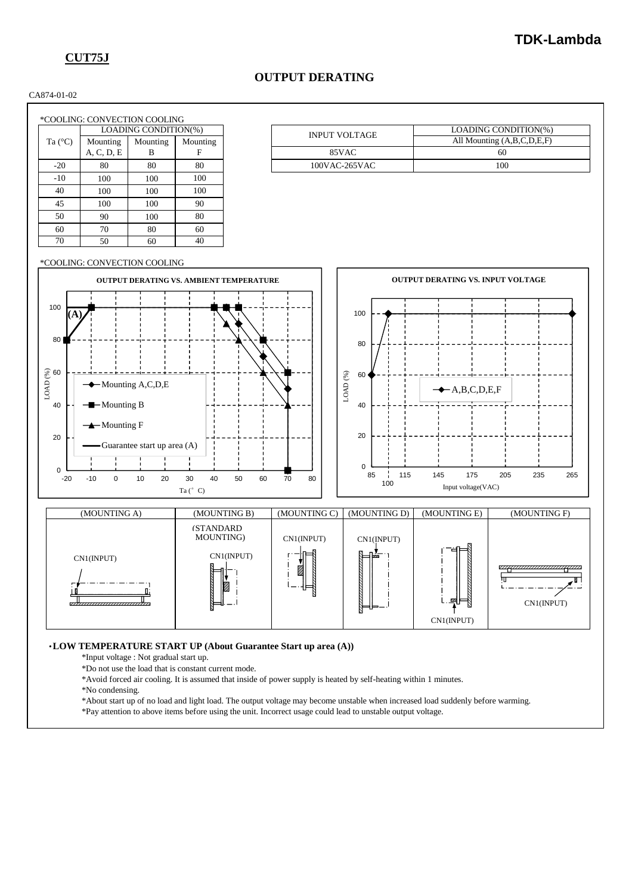**CUT75J**

TDK-Lambda

## OUTPUT DERATING

CA874-01-02

*COOLING: CONVECTION COOLING

| Ta (°C) | LOADING CONDITION(%) | | |
|---|---|---|---|
| | Mounting A, C, D, E | Mounting B | Mounting F |
| -20 | 80 | 80 | 80 |
| -10 | 100 | 100 | 100 |
| 40 | 100 | 100 | 100 |
| 45 | 100 | 100 | 90 |
| 50 | 90 | 100 | 80 |
| 60 | 70 | 80 | 60 |
| 70 | 50 | 60 | 40 |

| INPUT VOLTAGE | LOADING CONDITION(%) |
|---|---|
| | All Mounting (A,B,C,D,E,F) |
| 85VAC | 60 |
| 100VAC-265VAC | 100 |

*COOLING: CONVECTION COOLING

OUTPUT DERATING VS. AMBIENT TEMPERATURE

LOAD (%)

0
20
40
60
80
100

-20 -10 0 10 20 30 40 50 60 70 80

Ta (°C)

(A)

Mounting A,C,D,E

Mounting B

Mounting F

Guarantee start up area (A)

OUTPUT DERATING VS. INPUT VOLTAGE

LOAD (%)

0
20
40
60
80
100

85 100 115 145 175 205 235 265

Input voltage(VAC)

A,B,C,D,E,F

(MOUNTING A) CN1(INPUT)

(MOUNTING B) (STANDARD MOUNTING) CN1(INPUT)

(MOUNTING C) CN1(INPUT)

(MOUNTING D) CN1(INPUT)

(MOUNTING E) CN1(INPUT)

(MOUNTING F) CN1(INPUT)

**・LOW TEMPERATURE START UP (About Guarantee Start up area (A))**

*Input voltage : Not gradual start up.

*Do not use the load that is constant current mode.

*Avoid forced air cooling. It is assumed that inside of power supply is heated by self-heating within 1 minutes.

*No condensing.

*About start up of no load and light load. The output voltage may become unstable when increased load suddenly before warming.

*Pay attention to above items before using the unit. Incorrect usage could lead to unstable output voltage.